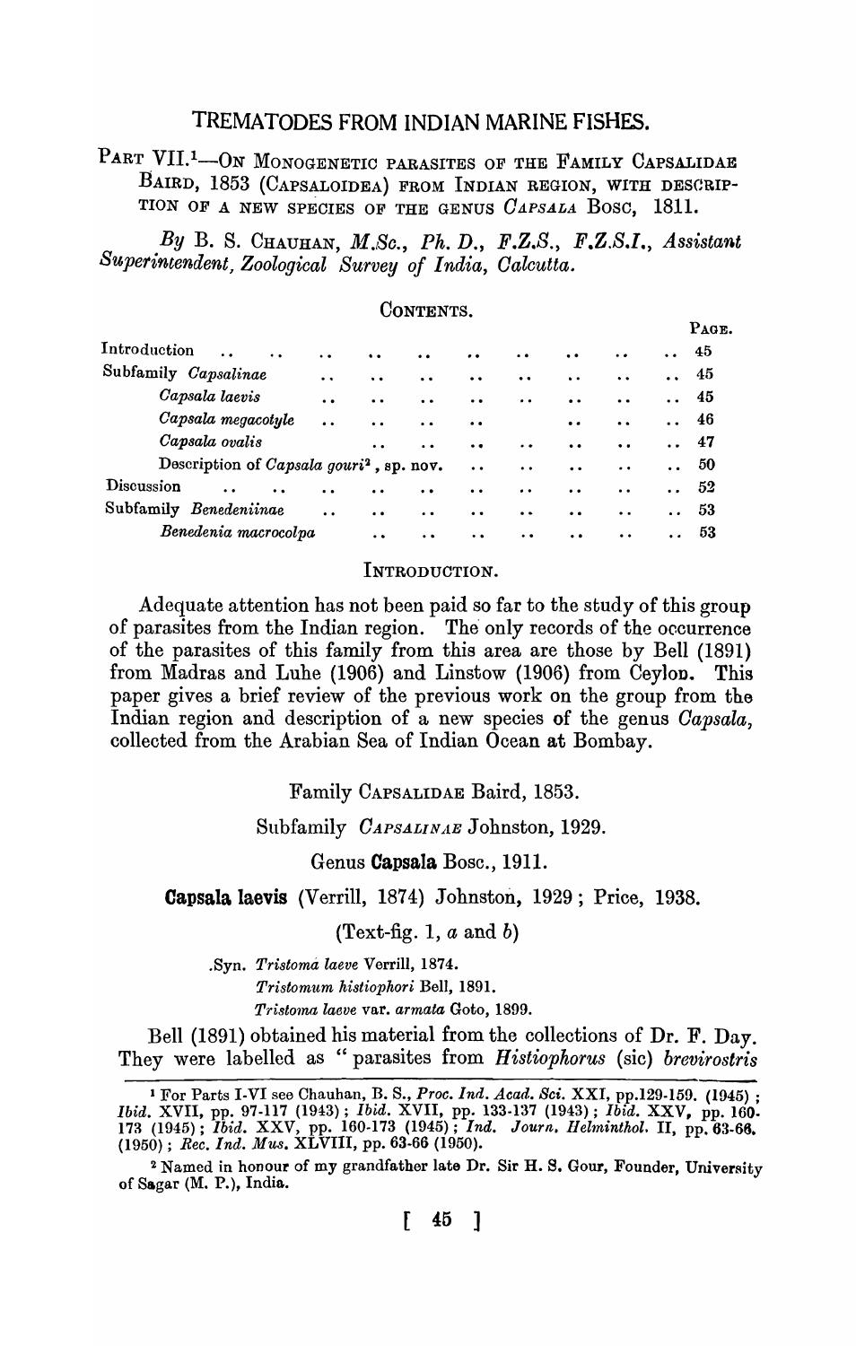# TREMATODES FROM INDIAN MARINE FISHES.

## PART VII.[1]—ON MONOGENETIC PARASITES OF THE FAMILY CAPSALIDAE BAIRD, 1853 (CAPSALOIDEA) FROM INDIAN REGION, WITH DESCRIPTION OF A NEW SPECIES OF THE GENUS *CAPSALA* BOSC, 1811.

*By* B. S. CHAUHAN, *M.Sc., Ph. D., F.Z.S., F.Z.S.I., Assistant Superintendent, Zoological Survey of India, Calcutta.*

CONTENTS.

| | PAGE. |
|---|---|
| Introduction | 45 |
| Subfamily *Capsalinae* | 45 |
| *Capsala laevis* | 45 |
| *Capsala megacotyle* | 46 |
| *Capsala ovalis* | 47 |
| Description of *Capsala gouri*[2], sp. nov. | 50 |
| Discussion | 52 |
| Subfamily *Benedeniinae* | 53 |
| *Benedenia macrocolpa* | 53 |

### INTRODUCTION.

Adequate attention has not been paid so far to the study of this group of parasites from the Indian region. The only records of the occurrence of the parasites of this family from this area are those by Bell (1891) from Madras and Luhe (1906) and Linstow (1906) from Ceylon. This paper gives a brief review of the previous work on the group from the Indian region and description of a new species of the genus *Capsala*, collected from the Arabian Sea of Indian Ocean at Bombay.

Family CAPSALIDAE Baird, 1853.

Subfamily *CAPSALINAE* Johnston, 1929.

Genus **Capsala** Bosc., 1911.

**Capsala laevis** (Verrill, 1874) Johnston, 1929; Price, 1938.

(Text-fig. 1, *a* and *b*)

Syn. *Tristoma laeve* Verrill, 1874.
*Tristomum histiophori* Bell, 1891.
*Tristoma laeve* var. *armata* Goto, 1899.

Bell (1891) obtained his material from the collections of Dr. F. Day. They were labelled as "parasites from *Histiophorus* (sic) *brevirostris*

---

[1] For Parts I-VI see Chauhan, B. S., *Proc. Ind. Acad. Sci.* XXI, pp.129-159. (1945); *Ibid.* XVII, pp. 97-117 (1943); *Ibid.* XVII, pp. 133-137 (1943); *Ibid.* XXV, pp. 160-173 (1945); *Ibid.* XXV, pp. 160-173 (1945); *Ind. Journ. Helminthol.* II, pp. 63-66. (1950); *Rec. Ind. Mus.* XLVIII, pp. 63-66 (1950).

[2] Named in honour of my grandfather late Dr. Sir H. S. Gour, Founder, University of Sagar (M. P.), India.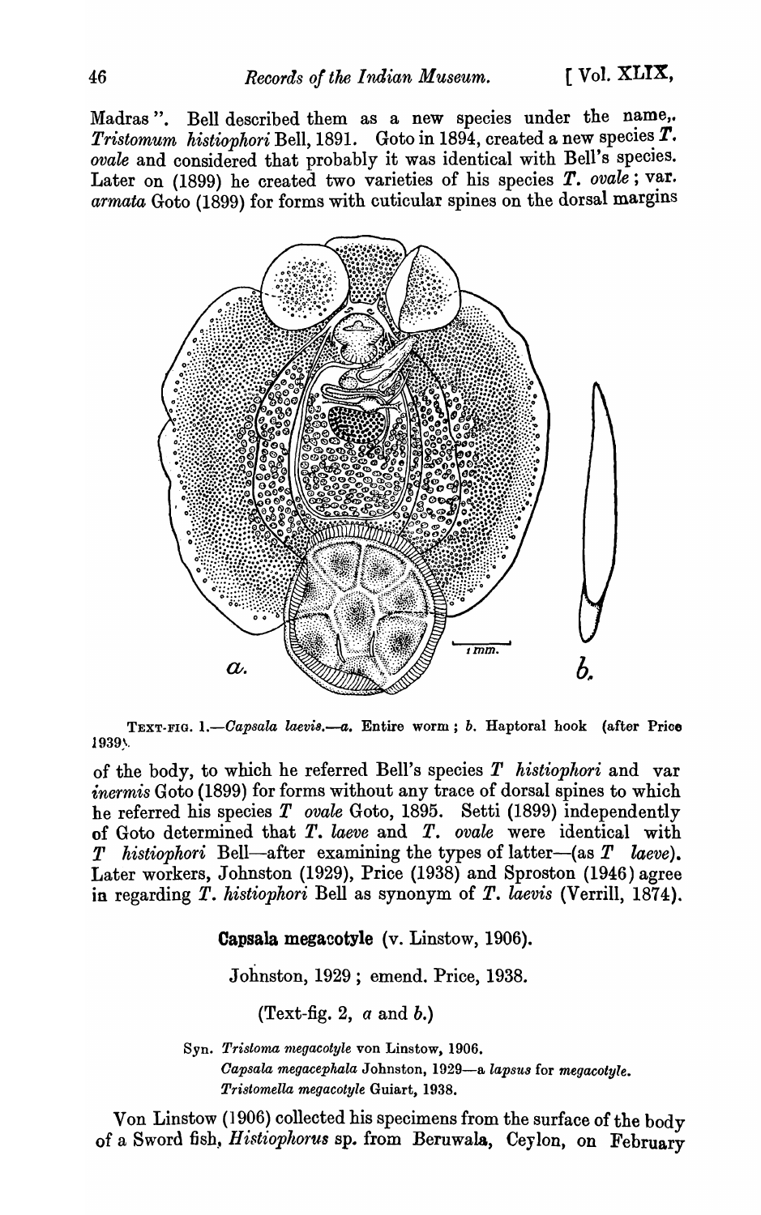Madras". Bell described them as a new species under the name, *Tristomum histiophori* Bell, 1891. Goto in 1894, created a new species *T. ovale* and considered that probably it was identical with Bell's species. Later on (1899) he created two varieties of his species *T. ovale*; var. *armata* Goto (1899) for forms with cuticular spines on the dorsal margins

TEXT-FIG. 1.—*Capsala laevis*.—*a*. Entire worm; *b*. Haptoral hook (after Price 1939).

of the body, to which he referred Bell's species *T histiophori* and var *inermis* Goto (1899) for forms without any trace of dorsal spines to which he referred his species *T ovale* Goto, 1895. Setti (1899) independently of Goto determined that *T. laeve* and *T. ovale* were identical with *T histiophori* Bell—after examining the types of latter—(as *T laeve*). Later workers, Johnston (1929), Price (1938) and Sproston (1946) agree in regarding *T. histiophori* Bell as synonym of *T. laevis* (Verrill, 1874).

**Capsala megacotyle** (v. Linstow, 1906).

Johnston, 1929; emend. Price, 1938.

(Text-fig. 2, *a* and *b*.)

Syn. *Tristoma megacotyle* von Linstow, 1906.
*Capsala megacephala* Johnston, 1929—a *lapsus* for *megacotyle*.
*Tristomella megacotyle* Guiart, 1938.

Von Linstow (1906) collected his specimens from the surface of the body of a Sword fish, *Histiophorus* sp. from Beruwala, Ceylon, on February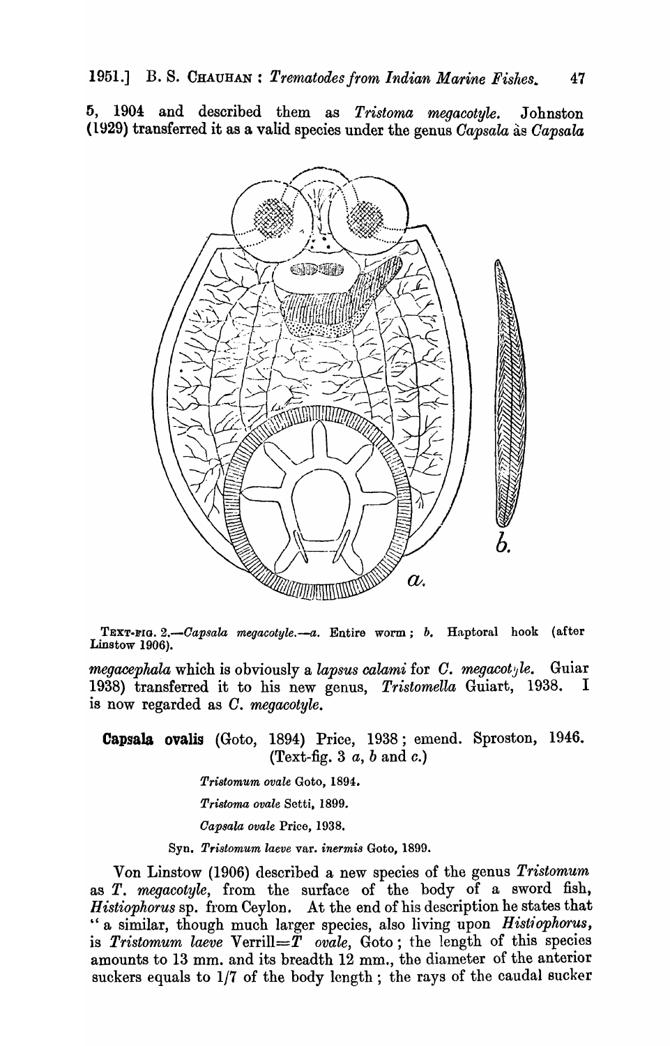5, 1904 and described them as *Tristoma megacotyle.* Johnston (1929) transferred it as a valid species under the genus *Capsala* as *Capsala*

TEXT-FIG. 2.—*Capsala megacotyle.*—*a.* Entire worm; *b.* Haptoral hook (after Linstow 1906).

*megacephala* which is obviously a *lapsus calami* for *C. megacotyle.* Guiar 1938) transferred it to his new genus, *Tristomella* Guiart, 1938. I is now regarded as *C. megacotyle.*

**Capsala ovalis** (Goto, 1894) Price, 1938; emend. Sproston, 1946. (Text-fig. 3 *a*, *b* and *c.*)

*Tristomum ovale* Goto, 1894.

*Tristoma ovale* Setti, 1899.

*Capsala ovale* Price, 1938.

Syn. *Tristomum laeve* var. *inermis* Goto, 1899.

Von Linstow (1906) described a new species of the genus *Tristomum* as *T. megacotyle*, from the surface of the body of a sword fish, *Histiophorus* sp. from Ceylon. At the end of his description he states that "a similar, though much larger species, also living upon *Histiophorus*, is *Tristomum laeve* Verrill=*T ovale*, Goto; the length of this species amounts to 13 mm. and its breadth 12 mm., the diameter of the anterior suckers equals to 1/7 of the body length; the rays of the caudal sucker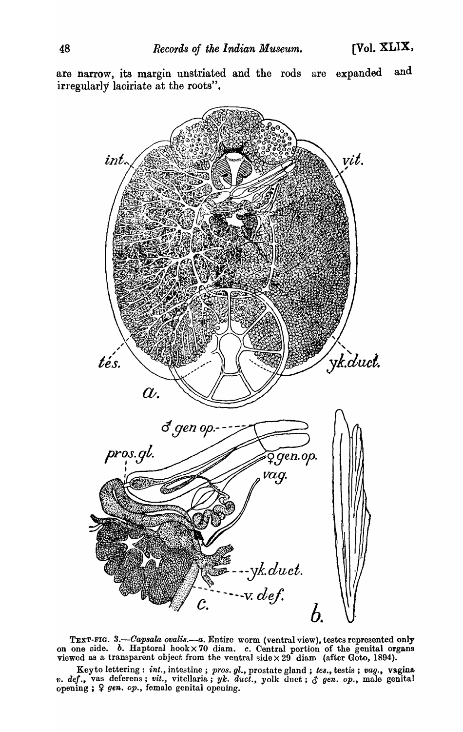are narrow, its margin unstriated and the rods are expanded and irregularly laciriate at the roots".

TEXT-FIG. 3.—*Capsala ovalis*.—*a*. Entire worm (ventral view), testes represented only on one side. *b*. Haptoral hook × 70 diam. *c*. Central portion of the genital organs viewed as a transparent object from the ventral side × 29 diam (after Goto, 1894).

Key to lettering : *int.*, intestine ; *pros. gl.*, prostate gland ; *tes.*, testis ; *vag.*, vagina *v. def.*, vas deferens ; *vit.*, vitellaria ; *yk. duct.*, yolk duct ; ♂ *gen. op.*, male genital opening ; ♀ *gen. op.*, female genital opening.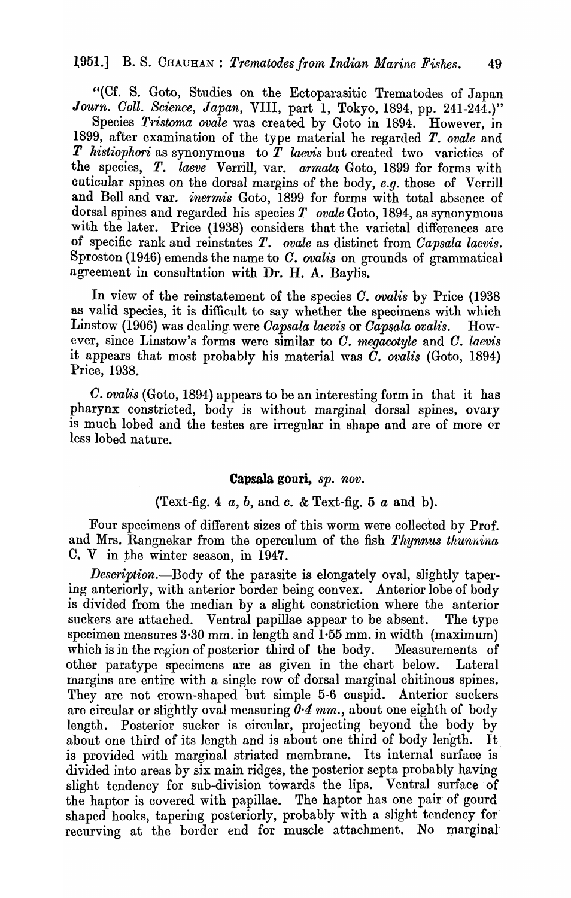"(Cf. S. Goto, Studies on the Ectoparasitic Trematodes of Japan *Journ. Coll. Science, Japan*, VIII, part 1, Tokyo, 1894, pp. 241-244.)"

Species *Tristoma ovale* was created by Goto in 1894. However, in 1899, after examination of the type material he regarded *T. ovale* and *T histiophori* as synonymous to *T laevis* but created two varieties of the species, *T. laeve* Verrill, var. *armata* Goto, 1899 for forms with cuticular spines on the dorsal margins of the body, *e.g.* those of Verrill and Bell and var. *inermis* Goto, 1899 for forms with total absence of dorsal spines and regarded his species *T ovale* Goto, 1894, as synonymous with the later. Price (1938) considers that the varietal differences are of specific rank and reinstates *T. ovale* as distinct from *Capsala laevis*. Sproston (1946) emends the name to *C. ovalis* on grounds of grammatical agreement in consultation with Dr. H. A. Baylis.

In view of the reinstatement of the species *C. ovalis* by Price (1938 as valid species, it is difficult to say whether the specimens with which Linstow (1906) was dealing were *Capsala laevis* or *Capsala ovalis*. However, since Linstow's forms were similar to *C. megacotyle* and *C. laevis* it appears that most probably his material was *C. ovalis* (Goto, 1894) Price, 1938.

*C. ovalis* (Goto, 1894) appears to be an interesting form in that it has pharynx constricted, body is without marginal dorsal spines, ovary is much lobed and the testes are irregular in shape and are of more or less lobed nature.

### Capsala gouri, *sp. nov.*

(Text-fig. 4 *a*, *b*, and *c*. & Text-fig. 5 *a* and b).

Four specimens of different sizes of this worm were collected by Prof. and Mrs. Rangnekar from the operculum of the fish *Thynnus thunnina* C. V in the winter season, in 1947.

*Description.*—Body of the parasite is elongately oval, slightly tapering anteriorly, with anterior border being convex. Anterior lobe of body is divided from the median by a slight constriction where the anterior suckers are attached. Ventral papillae appear to be absent. The type specimen measures 3·30 mm. in length and 1·55 mm. in width (maximum) which is in the region of posterior third of the body. Measurements of other paratype specimens are as given in the chart below. Lateral margins are entire with a single row of dorsal marginal chitinous spines. They are not crown-shaped but simple 5-6 cuspid. Anterior suckers are circular or slightly oval measuring *0·4 mm.*, about one eighth of body length. Posterior sucker is circular, projecting beyond the body by about one third of its length and is about one third of body length. It is provided with marginal striated membrane. Its internal surface is divided into areas by six main ridges, the posterior septa probably having slight tendency for sub-division towards the lips. Ventral surface of the haptor is covered with papillae. The haptor has one pair of gourd shaped hooks, tapering posteriorly, probably with a slight tendency for recurving at the border end for muscle attachment. No marginal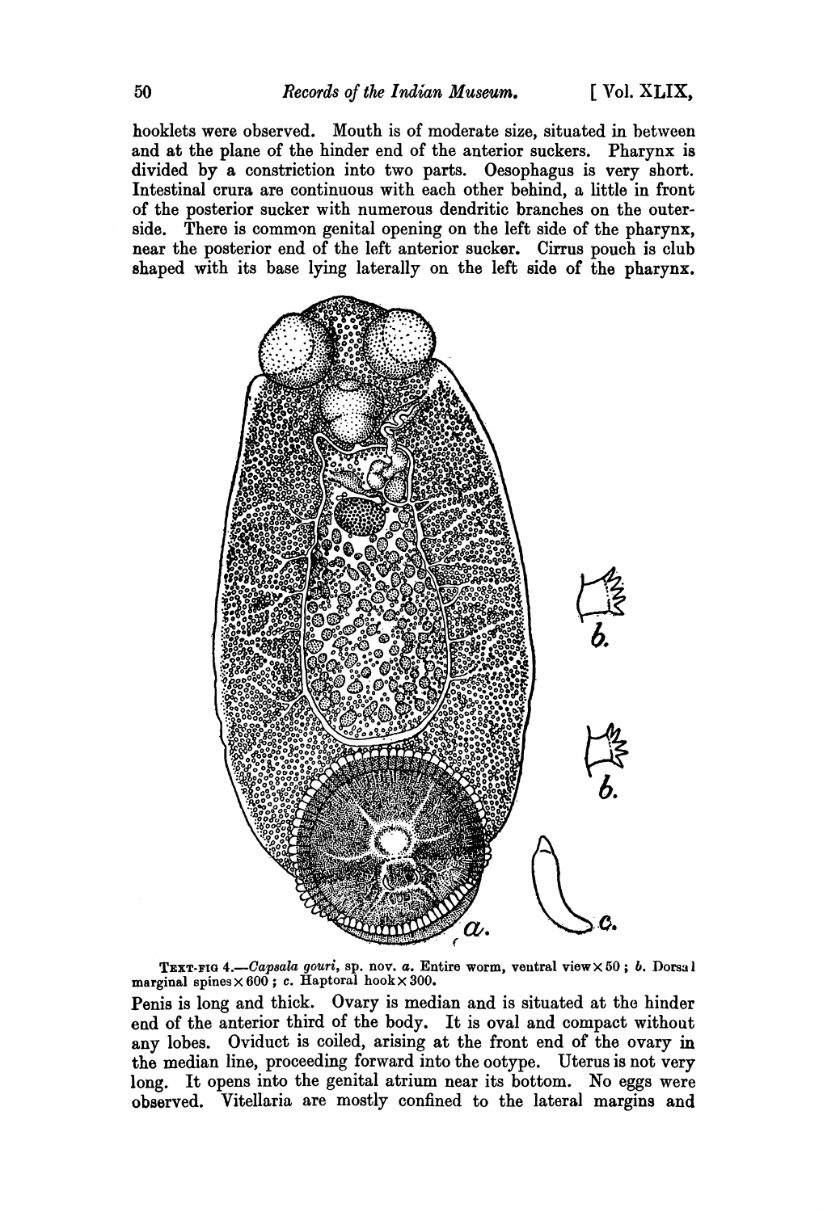hooklets were observed. Mouth is of moderate size, situated in between and at the plane of the hinder end of the anterior suckers. Pharynx is divided by a constriction into two parts. Oesophagus is very short. Intestinal crura are continuous with each other behind, a little in front of the posterior sucker with numerous dendritic branches on the outer-side. There is common genital opening on the left side of the pharynx, near the posterior end of the left anterior sucker. Cirrus pouch is club shaped with its base lying laterally on the left side of the pharynx.

TEXT-FIG 4.—*Capsala gouri*, sp. nov. *a*. Entire worm, ventral view × 50 ; *b*. Dorsal marginal spines × 600 ; *c*. Haptoral hook × 300.

Penis is long and thick. Ovary is median and is situated at the hinder end of the anterior third of the body. It is oval and compact without any lobes. Oviduct is coiled, arising at the front end of the ovary in the median line, proceeding forward into the ootype. Uterus is not very long. It opens into the genital atrium near its bottom. No eggs were observed. Vitellaria are mostly confined to the lateral margins and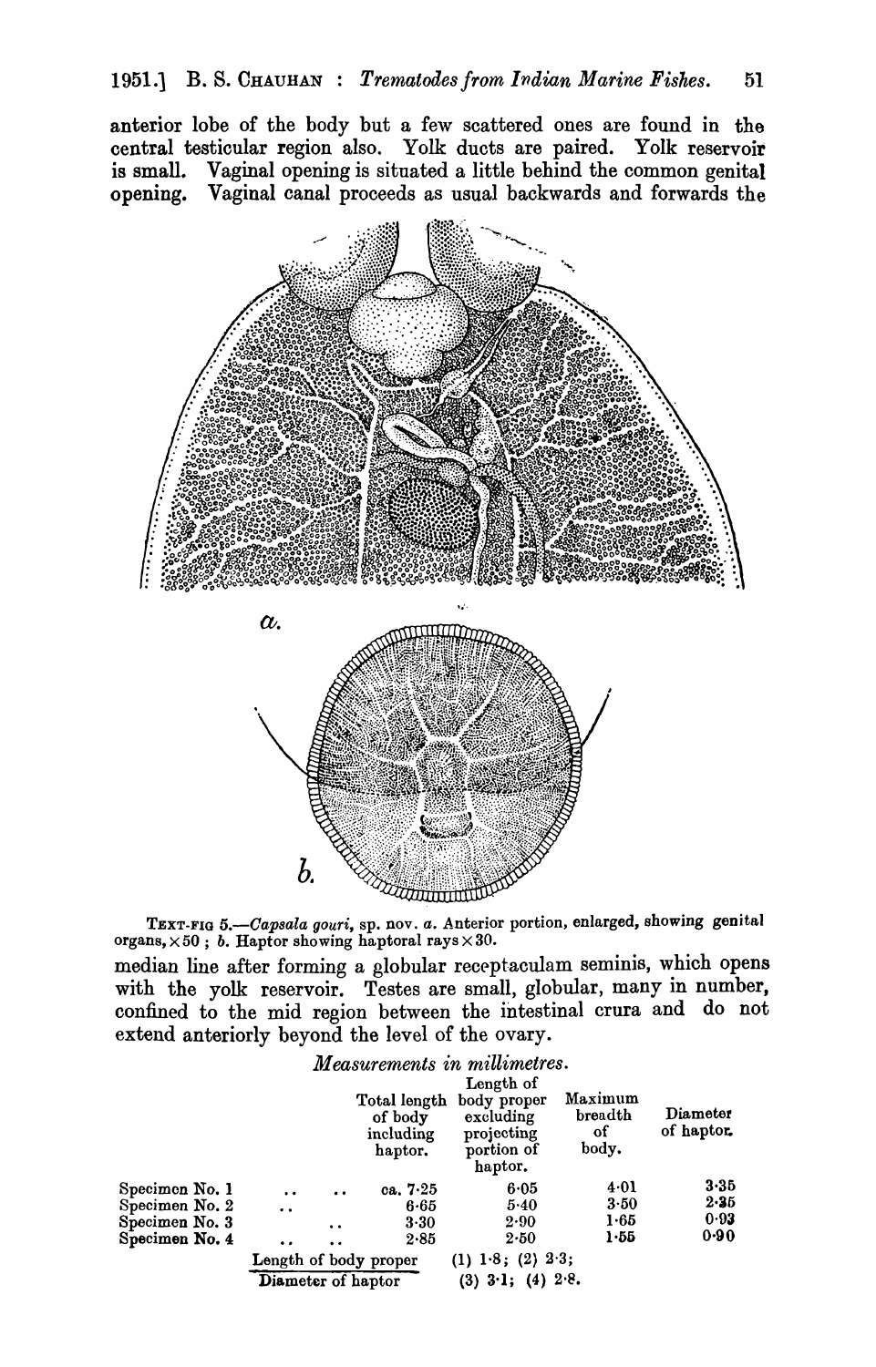anterior lobe of the body but a few scattered ones are found in the central testicular region also. Yolk ducts are paired. Yolk reservoir is small. Vaginal opening is situated a little behind the common genital opening. Vaginal canal proceeds as usual backwards and forwards the

TEXT-FIG 5.—*Capsala gouri*, sp. nov. *a*. Anterior portion, enlarged, showing genital organs, ×50 ; *b*. Haptor showing haptoral rays ×30.

median line after forming a globular receptaculam seminis, which opens with the yolk reservoir. Testes are small, globular, many in number, confined to the mid region between the intestinal crura and do not extend anteriorly beyond the level of the ovary.

*Measurements in millimetres.*

| | Total length of body including haptor. | Length of body proper excluding projecting portion of haptor. | Maximum breadth of body. | Diameter of haptor. |
|---|---|---|---|---|
| Specimen No. 1 | ca. 7·25 | 6·05 | 4·01 | 3·35 |
| Specimen No. 2 | 6·65 | 5·40 | 3·50 | 2·35 |
| Specimen No. 3 | 3·30 | 2·90 | 1·65 | 0·93 |
| Specimen No. 4 | 2·85 | 2·50 | 1·55 | 0·90 |

$\frac{\text{Length of body proper}}{\text{Diameter of haptor}}$ (1) 1·8; (2) 2·3; (3) 3·1; (4) 2·8.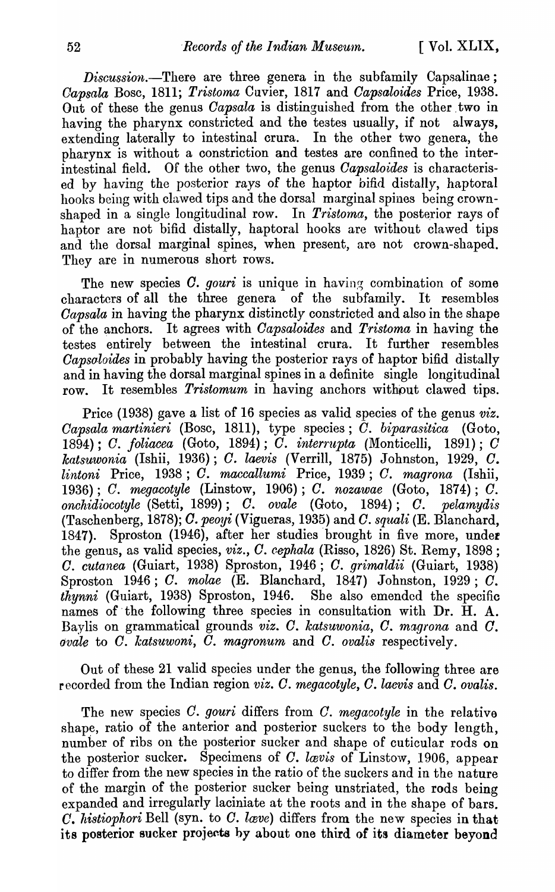*Discussion*.—There are three genera in the subfamily Capsalinae; *Capsala* Bosc, 1811; *Tristoma* Cuvier, 1817 and *Capsaloides* Price, 1938. Out of these the genus *Capsala* is distinguished from the other two in having the pharynx constricted and the testes usually, if not always, extending laterally to intestinal crura. In the other two genera, the pharynx is without a constriction and testes are confined to the inter-intestinal field. Of the other two, the genus *Capsaloides* is characterised by having the posterior rays of the haptor bifid distally, haptoral hooks being with clawed tips and the dorsal marginal spines being crown-shaped in a single longitudinal row. In *Tristoma*, the posterior rays of haptor are not bifid distally, haptoral hooks are without clawed tips and the dorsal marginal spines, when present, are not crown-shaped. They are in numerous short rows.

The new species *C. gouri* is unique in having combination of some characters of all the three genera of the subfamily. It resembles *Capsala* in having the pharynx distinctly constricted and also in the shape of the anchors. It agrees with *Capsaloides* and *Tristoma* in having the testes entirely between the intestinal crura. It further resembles *Capsaloides* in probably having the posterior rays of haptor bifid distally and in having the dorsal marginal spines in a definite single longitudinal row. It resembles *Tristomum* in having anchors without clawed tips.

Price (1938) gave a list of 16 species as valid species of the genus *viz. Capsala martinieri* (Bosc, 1811), type species; *C. biparasitica* (Goto, 1894); *C. foliacea* (Goto, 1894); *C. interrupta* (Monticelli, 1891); *C katsuwonia* (Ishii, 1936); *C. laevis* (Verrill, 1875) Johnston, 1929, *C. lintoni* Price, 1938; *C. maccallumi* Price, 1939; *C. magrona* (Ishii, 1936); *C. megacotyle* (Linstow, 1906); *C. nozawae* (Goto, 1874); *C. onchidiocotyle* (Setti, 1899); *C. ovale* (Goto, 1894); *C. pelamydis* (Taschenberg, 1878); *C. peoyi* (Vigueras, 1935) and *C. squali* (E. Blanchard, 1847). Sproston (1946), after her studies brought in five more, under the genus, as valid species, *viz., C. cephala* (Risso, 1826) St. Remy, 1898; *C. cutanea* (Guiart, 1938) Sproston, 1946; *C. grimaldii* (Guiart, 1938) Sproston 1946; *C. molae* (E. Blanchard, 1847) Johnston, 1929; *C. thynni* (Guiart, 1938) Sproston, 1946. She also emended the specific names of the following three species in consultation with Dr. H. A. Baylis on grammatical grounds *viz. C. katsuwonia, C. magrona* and *C. ovale* to *C. katsuwoni, C. magronum* and *C. ovalis* respectively.

Out of these 21 valid species under the genus, the following three are recorded from the Indian region *viz. C. megacotyle, C. laevis* and *C. ovalis*.

The new species *C. gouri* differs from *C. megacotyle* in the relative shape, ratio of the anterior and posterior suckers to the body length, number of ribs on the posterior sucker and shape of cuticular rods on the posterior sucker. Specimens of *C. lævis* of Linstow, 1906, appear to differ from the new species in the ratio of the suckers and in the nature of the margin of the posterior sucker being unstriated, the rods being expanded and irregularly laciniate at the roots and in the shape of bars. *C. histiophori* Bell (syn. to *C. læve*) differs from the new species in that its posterior sucker projects by about one third of its diameter beyond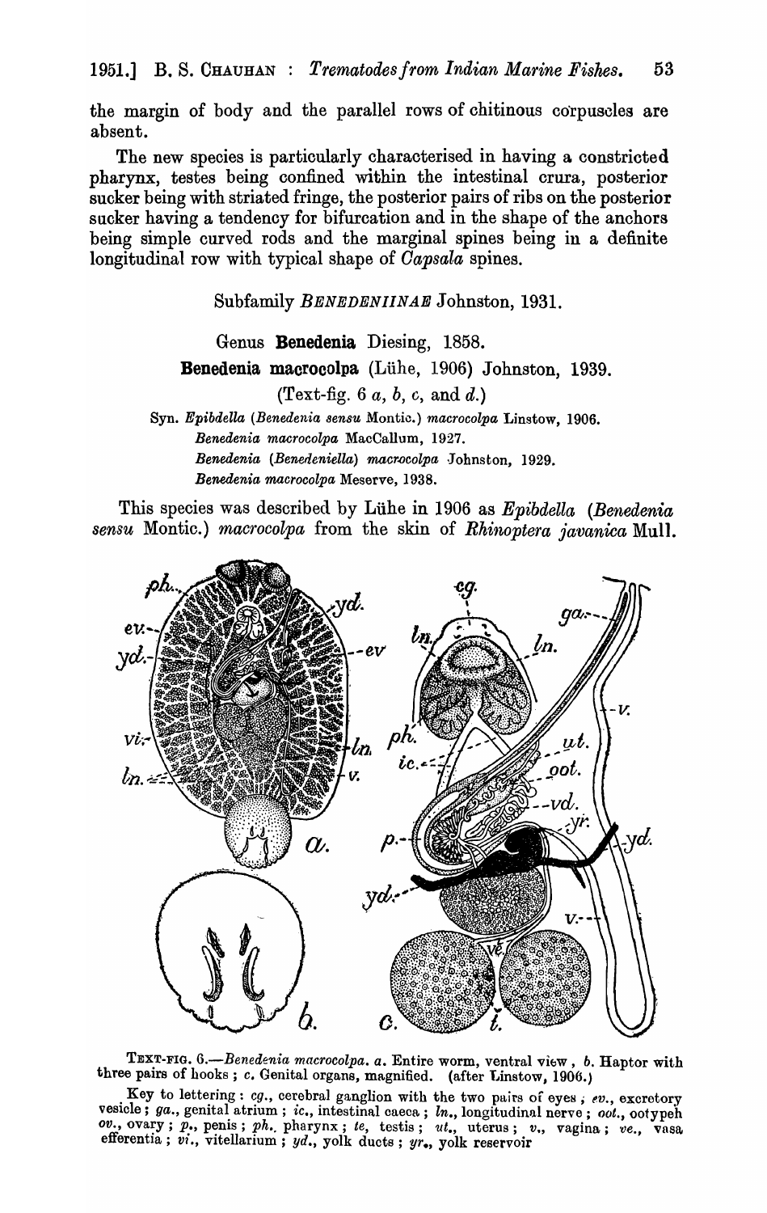the margin of body and the parallel rows of chitinous corpuscles are absent.

The new species is particularly characterised in having a constricted pharynx, testes being confined within the intestinal crura, posterior sucker being with striated fringe, the posterior pairs of ribs on the posterior sucker having a tendency for bifurcation and in the shape of the anchors being simple curved rods and the marginal spines being in a definite longitudinal row with typical shape of *Capsala* spines.

Subfamily *BENEDENIINAE* Johnston, 1931.

Genus **Benedenia** Diesing, 1858.

**Benedenia macrocolpa** (Lühe, 1906) Johnston, 1939.

(Text-fig. 6 *a*, *b*, *c*, and *d*.)

Syn. *Epibdella* (*Benedenia sensu* Montic.) *macrocolpa* Linstow, 1906.
*Benedenia macrocolpa* MacCallum, 1927.
*Benedenia* (*Benedeniella*) *macrocolpa* Johnston, 1929.
*Benedenia macrocolpa* Meserve, 1938.

This species was described by Lühe in 1906 as *Epibdella* (*Benedenia sensu* Montic.) *macrocolpa* from the skin of *Rhinoptera javanica* Mull.

TEXT-FIG. 6.—*Benedenia macrocolpa*. *a*. Entire worm, ventral view, *b*. Haptor with three pairs of hooks; *c*. Genital organs, magnified. (after Linstow, 1906.)

Key to lettering: *cg.*, cerebral ganglion with the two pairs of eyes; *ev.*, excretory vesicle; *ga.*, genital atrium; *ic.*, intestinal caeca; *ln.*, longitudinal nerve; *oot.*, ootypeh *ov.*, ovary; *p.*, penis; *ph.*, pharynx; *te*, testis; *ut.*, uterus; *v.*, vagina; *ve.*, vasa efferentia; *vi.*, vitellarium; *yd.*, yolk ducts; *yr.*, yolk reservoir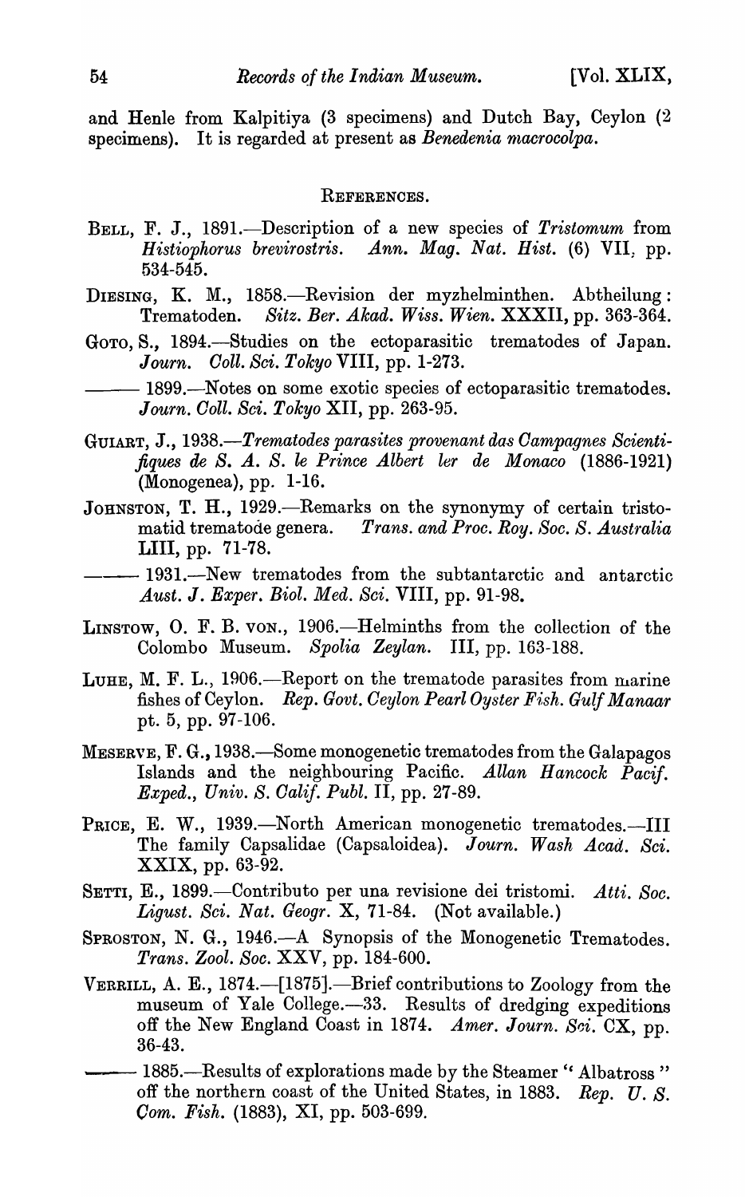and Henle from Kalpitiya (3 specimens) and Dutch Bay, Ceylon (2 specimens). It is regarded at present as *Benedenia macrocolpa*.

## References.

BELL, F. J., 1891.—Description of a new species of *Tristomum* from *Histiophorus brevirostris*. *Ann. Mag. Nat. Hist.* (6) VII, pp. 534-545.

DIESING, K. M., 1858.—Revision der myzhelminthen. Abtheilung: Trematoden. *Sitz. Ber. Akad. Wiss. Wien.* XXXII, pp. 363-364.

GOTO, S., 1894.—Studies on the ectoparasitic trematodes of Japan. *Journ. Coll. Sci. Tokyo* VIII, pp. 1-273.

——— 1899.—Notes on some exotic species of ectoparasitic trematodes. *Journ. Coll. Sci. Tokyo* XII, pp. 263-95.

GUIART, J., 1938.—*Trematodes parasites provenant das Campagnes Scientifiques de S. A. S. le Prince Albert ler de Monaco* (1886-1921) (Monogenea), pp. 1-16.

JOHNSTON, T. H., 1929.—Remarks on the synonymy of certain tristomatid trematode genera. *Trans. and Proc. Roy. Soc. S. Australia* LIII, pp. 71-78.

——— 1931.—New trematodes from the subtantarctic and antarctic *Aust. J. Exper. Biol. Med. Sci.* VIII, pp. 91-98.

LINSTOW, O. F. B. VON., 1906.—Helminths from the collection of the Colombo Museum. *Spolia Zeylan.* III, pp. 163-188.

LUHE, M. F. L., 1906.—Report on the trematode parasites from marine fishes of Ceylon. *Rep. Govt. Ceylon Pearl Oyster Fish. Gulf Manaar* pt. 5, pp. 97-106.

MESERVE, F. G., 1938.—Some monogenetic trematodes from the Galapagos Islands and the neighbouring Pacific. *Allan Hancock Pacif. Exped., Univ. S. Calif. Publ.* II, pp. 27-89.

PRICE, E. W., 1939.—North American monogenetic trematodes.—III The family Capsalidae (Capsaloidea). *Journ. Wash Acad. Sci.* XXIX, pp. 63-92.

SETTI, E., 1899.—Contributo per una revisione dei tristomi. *Atti. Soc. Ligust. Sci. Nat. Geogr.* X, 71-84. (Not available.)

SPROSTON, N. G., 1946.—A Synopsis of the Monogenetic Trematodes. *Trans. Zool. Soc.* XXV, pp. 184-600.

VERRILL, A. E., 1874.—[1875].—Brief contributions to Zoology from the museum of Yale College.—33. Results of dredging expeditions off the New England Coast in 1874. *Amer. Journ. Sci.* CX, pp. 36-43.

——— 1885.—Results of explorations made by the Steamer " Albatross " off the northern coast of the United States, in 1883. *Rep. U. S. Com. Fish.* (1883), XI, pp. 503-699.